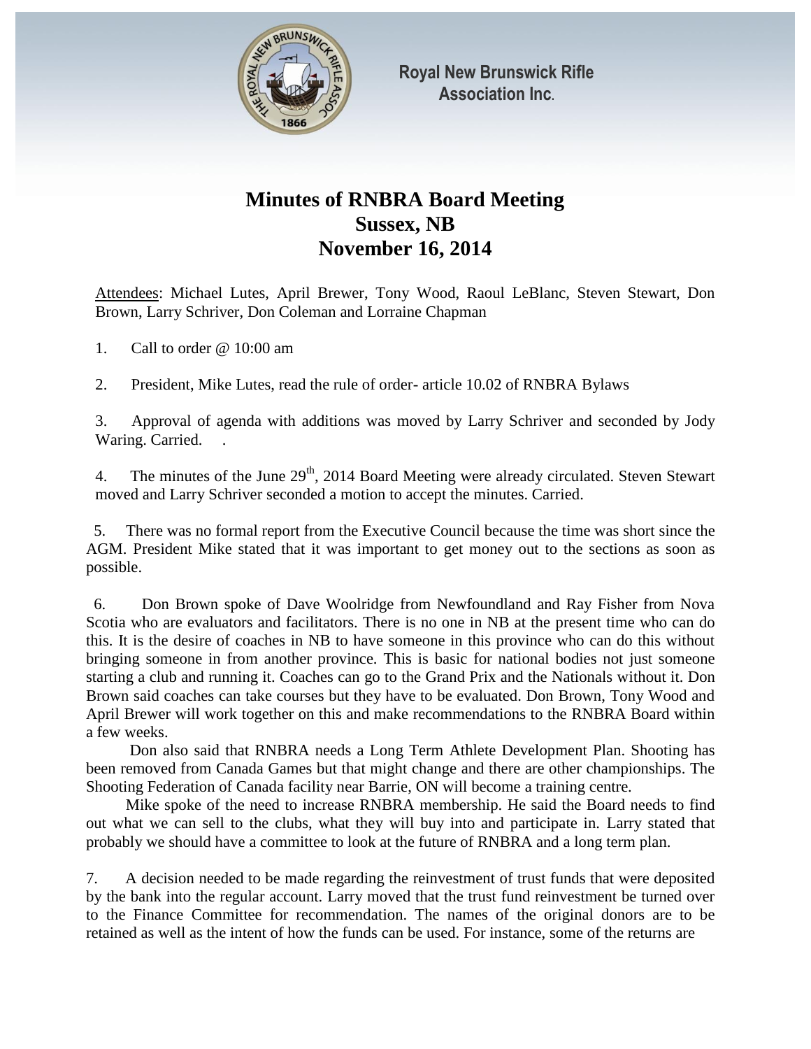Royal New Brunswick Rifle Association Inc.

# Minutes of RNBRA Board Meeting
# Sussex, NB
# November 16, 2014

Attendees: Michael Lutes, April Brewer, Tony Wood, Raoul LeBlanc, Steven Stewart, Don Brown, Larry Schriver, Don Coleman and Lorraine Chapman

1. Call to order @ 10:00 am

2. President, Mike Lutes, read the rule of order- article 10.02 of RNBRA Bylaws

3. Approval of agenda with additions was moved by Larry Schriver and seconded by Jody Waring. Carried. .

4. The minutes of the June 29th, 2014 Board Meeting were already circulated. Steven Stewart moved and Larry Schriver seconded a motion to accept the minutes. Carried.

5. There was no formal report from the Executive Council because the time was short since the AGM. President Mike stated that it was important to get money out to the sections as soon as possible.

6. Don Brown spoke of Dave Woolridge from Newfoundland and Ray Fisher from Nova Scotia who are evaluators and facilitators. There is no one in NB at the present time who can do this. It is the desire of coaches in NB to have someone in this province who can do this without bringing someone in from another province. This is basic for national bodies not just someone starting a club and running it. Coaches can go to the Grand Prix and the Nationals without it. Don Brown said coaches can take courses but they have to be evaluated. Don Brown, Tony Wood and April Brewer will work together on this and make recommendations to the RNBRA Board within a few weeks.

Don also said that RNBRA needs a Long Term Athlete Development Plan. Shooting has been removed from Canada Games but that might change and there are other championships. The Shooting Federation of Canada facility near Barrie, ON will become a training centre.

Mike spoke of the need to increase RNBRA membership. He said the Board needs to find out what we can sell to the clubs, what they will buy into and participate in. Larry stated that probably we should have a committee to look at the future of RNBRA and a long term plan.

7. A decision needed to be made regarding the reinvestment of trust funds that were deposited by the bank into the regular account. Larry moved that the trust fund reinvestment be turned over to the Finance Committee for recommendation. The names of the original donors are to be retained as well as the intent of how the funds can be used. For instance, some of the returns are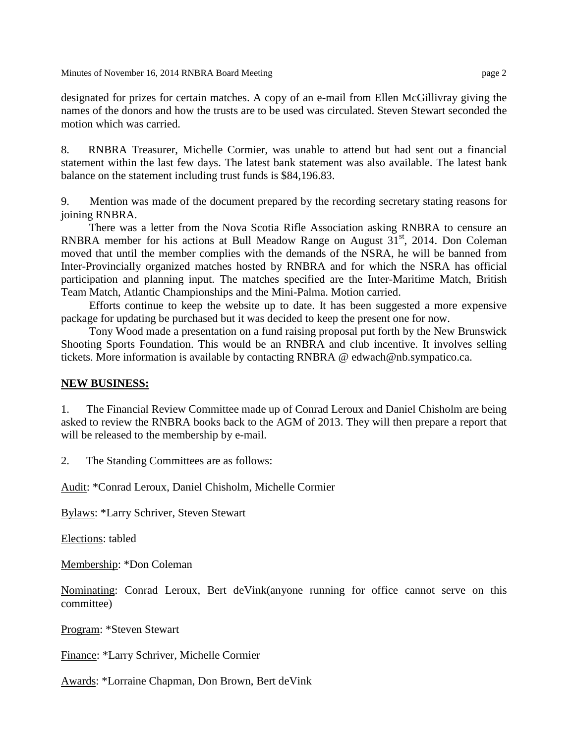designated for prizes for certain matches. A copy of an e-mail from Ellen McGillivray giving the names of the donors and how the trusts are to be used was circulated. Steven Stewart seconded the motion which was carried.

8. RNBRA Treasurer, Michelle Cormier, was unable to attend but had sent out a financial statement within the last few days. The latest bank statement was also available. The latest bank balance on the statement including trust funds is $84,196.83.

9. Mention was made of the document prepared by the recording secretary stating reasons for joining RNBRA.

There was a letter from the Nova Scotia Rifle Association asking RNBRA to censure an RNBRA member for his actions at Bull Meadow Range on August 31st, 2014. Don Coleman moved that until the member complies with the demands of the NSRA, he will be banned from Inter-Provincially organized matches hosted by RNBRA and for which the NSRA has official participation and planning input. The matches specified are the Inter-Maritime Match, British Team Match, Atlantic Championships and the Mini-Palma. Motion carried.

Efforts continue to keep the website up to date. It has been suggested a more expensive package for updating be purchased but it was decided to keep the present one for now.

Tony Wood made a presentation on a fund raising proposal put forth by the New Brunswick Shooting Sports Foundation. This would be an RNBRA and club incentive. It involves selling tickets. More information is available by contacting RNBRA @ edwach@nb.sympatico.ca.

**NEW BUSINESS:**

1. The Financial Review Committee made up of Conrad Leroux and Daniel Chisholm are being asked to review the RNBRA books back to the AGM of 2013. They will then prepare a report that will be released to the membership by e-mail.

2. The Standing Committees are as follows:

Audit: *Conrad Leroux, Daniel Chisholm, Michelle Cormier

Bylaws: *Larry Schriver, Steven Stewart

Elections: tabled

Membership: *Don Coleman

Nominating: Conrad Leroux, Bert deVink(anyone running for office cannot serve on this committee)

Program: *Steven Stewart

Finance: *Larry Schriver, Michelle Cormier

Awards: *Lorraine Chapman, Don Brown, Bert deVink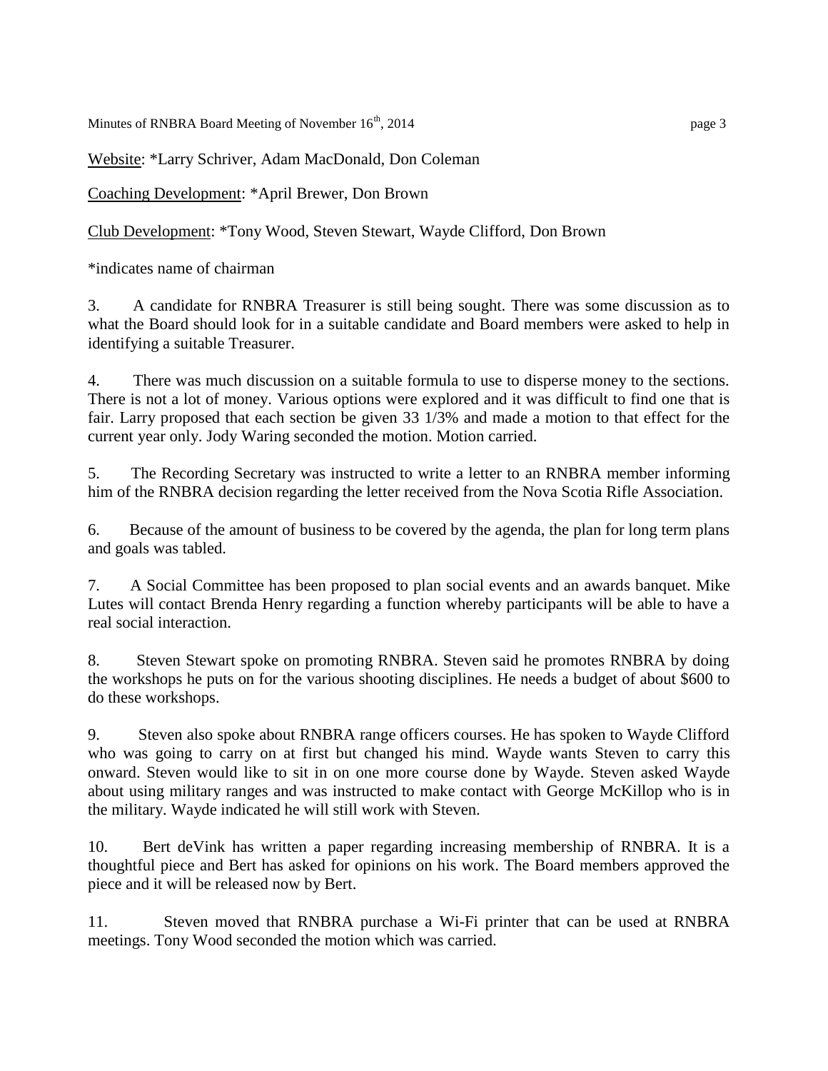Website: *Larry Schriver, Adam MacDonald, Don Coleman

Coaching Development: *April Brewer, Don Brown

Club Development: *Tony Wood, Steven Stewart, Wayde Clifford, Don Brown

*indicates name of chairman

3. A candidate for RNBRA Treasurer is still being sought. There was some discussion as to what the Board should look for in a suitable candidate and Board members were asked to help in identifying a suitable Treasurer.

4. There was much discussion on a suitable formula to use to disperse money to the sections. There is not a lot of money. Various options were explored and it was difficult to find one that is fair. Larry proposed that each section be given 33 1/3% and made a motion to that effect for the current year only. Jody Waring seconded the motion. Motion carried.

5. The Recording Secretary was instructed to write a letter to an RNBRA member informing him of the RNBRA decision regarding the letter received from the Nova Scotia Rifle Association.

6. Because of the amount of business to be covered by the agenda, the plan for long term plans and goals was tabled.

7. A Social Committee has been proposed to plan social events and an awards banquet. Mike Lutes will contact Brenda Henry regarding a function whereby participants will be able to have a real social interaction.

8. Steven Stewart spoke on promoting RNBRA. Steven said he promotes RNBRA by doing the workshops he puts on for the various shooting disciplines. He needs a budget of about $600 to do these workshops.

9. Steven also spoke about RNBRA range officers courses. He has spoken to Wayde Clifford who was going to carry on at first but changed his mind. Wayde wants Steven to carry this onward. Steven would like to sit in on one more course done by Wayde. Steven asked Wayde about using military ranges and was instructed to make contact with George McKillop who is in the military. Wayde indicated he will still work with Steven.

10. Bert deVink has written a paper regarding increasing membership of RNBRA. It is a thoughtful piece and Bert has asked for opinions on his work. The Board members approved the piece and it will be released now by Bert.

11. Steven moved that RNBRA purchase a Wi-Fi printer that can be used at RNBRA meetings. Tony Wood seconded the motion which was carried.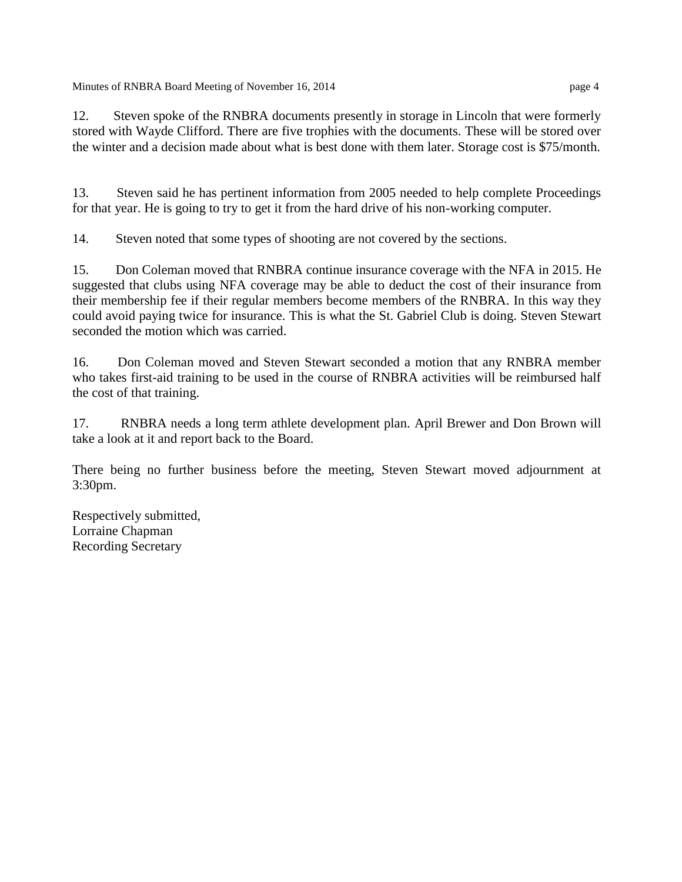12. Steven spoke of the RNBRA documents presently in storage in Lincoln that were formerly stored with Wayde Clifford. There are five trophies with the documents. These will be stored over the winter and a decision made about what is best done with them later. Storage cost is $75/month.

13. Steven said he has pertinent information from 2005 needed to help complete Proceedings for that year. He is going to try to get it from the hard drive of his non-working computer.

14. Steven noted that some types of shooting are not covered by the sections.

15. Don Coleman moved that RNBRA continue insurance coverage with the NFA in 2015. He suggested that clubs using NFA coverage may be able to deduct the cost of their insurance from their membership fee if their regular members become members of the RNBRA. In this way they could avoid paying twice for insurance. This is what the St. Gabriel Club is doing. Steven Stewart seconded the motion which was carried.

16. Don Coleman moved and Steven Stewart seconded a motion that any RNBRA member who takes first-aid training to be used in the course of RNBRA activities will be reimbursed half the cost of that training.

17. RNBRA needs a long term athlete development plan. April Brewer and Don Brown will take a look at it and report back to the Board.

There being no further business before the meeting, Steven Stewart moved adjournment at 3:30pm.

Respectively submitted,
Lorraine Chapman
Recording Secretary